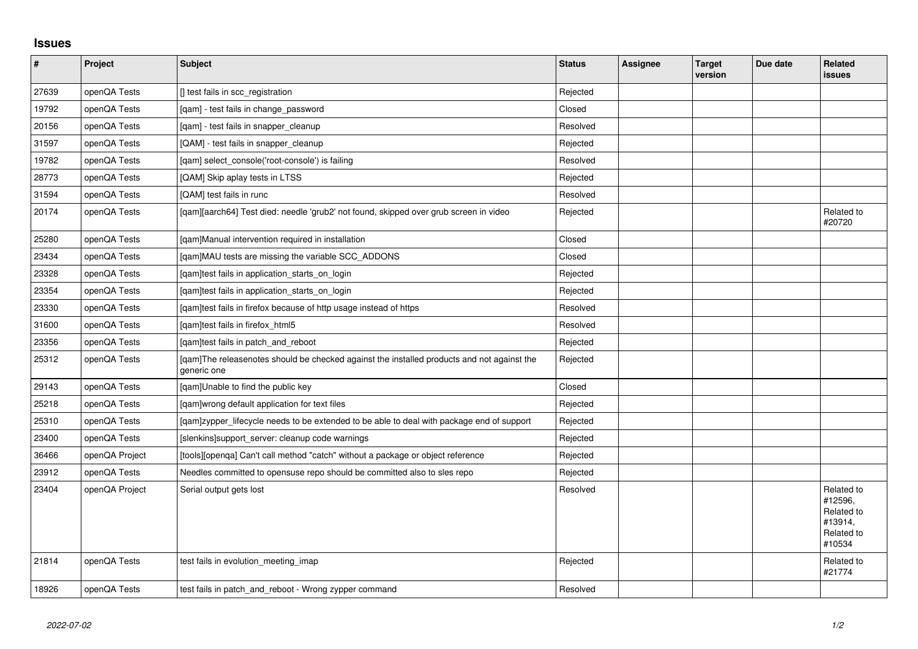## Issues

| # | Project | Subject | Status | Assignee | Target version | Due date | Related issues |
|---|---|---|---|---|---|---|---|
| 27639 | openQA Tests | [] test fails in scc_registration | Rejected | | | | |
| 19792 | openQA Tests | [qam] - test fails in change_password | Closed | | | | |
| 20156 | openQA Tests | [qam] - test fails in snapper_cleanup | Resolved | | | | |
| 31597 | openQA Tests | [QAM] - test fails in snapper_cleanup | Rejected | | | | |
| 19782 | openQA Tests | [qam] select_console('root-console') is failing | Resolved | | | | |
| 28773 | openQA Tests | [QAM] Skip aplay tests in LTSS | Rejected | | | | |
| 31594 | openQA Tests | [QAM] test fails in runc | Resolved | | | | |
| 20174 | openQA Tests | [qam][aarch64] Test died: needle 'grub2' not found, skipped over grub screen in video | Rejected | | | | Related to #20720 |
| 25280 | openQA Tests | [qam]Manual intervention required in installation | Closed | | | | |
| 23434 | openQA Tests | [qam]MAU tests are missing the variable SCC_ADDONS | Closed | | | | |
| 23328 | openQA Tests | [qam]test fails in application_starts_on_login | Rejected | | | | |
| 23354 | openQA Tests | [qam]test fails in application_starts_on_login | Rejected | | | | |
| 23330 | openQA Tests | [qam]test fails in firefox because of http usage instead of https | Resolved | | | | |
| 31600 | openQA Tests | [qam]test fails in firefox_html5 | Resolved | | | | |
| 23356 | openQA Tests | [qam]test fails in patch_and_reboot | Rejected | | | | |
| 25312 | openQA Tests | [qam]The releasenotes should be checked against the installed products and not against the generic one | Rejected | | | | |
| 29143 | openQA Tests | [qam]Unable to find the public key | Closed | | | | |
| 25218 | openQA Tests | [qam]wrong default application for text files | Rejected | | | | |
| 25310 | openQA Tests | [qam]zypper_lifecycle needs to be extended to be able to deal with package end of support | Rejected | | | | |
| 23400 | openQA Tests | [slenkins]support_server: cleanup code warnings | Rejected | | | | |
| 36466 | openQA Project | [tools][openqa] Can't call method "catch" without a package or object reference | Rejected | | | | |
| 23912 | openQA Tests | Needles committed to opensuse repo should be committed also to sles repo | Rejected | | | | |
| 23404 | openQA Project | Serial output gets lost | Resolved | | | | Related to #12596, Related to #13914, Related to #10534 |
| 21814 | openQA Tests | test fails in evolution_meeting_imap | Rejected | | | | Related to #21774 |
| 18926 | openQA Tests | test fails in patch_and_reboot - Wrong zypper command | Resolved | | | | |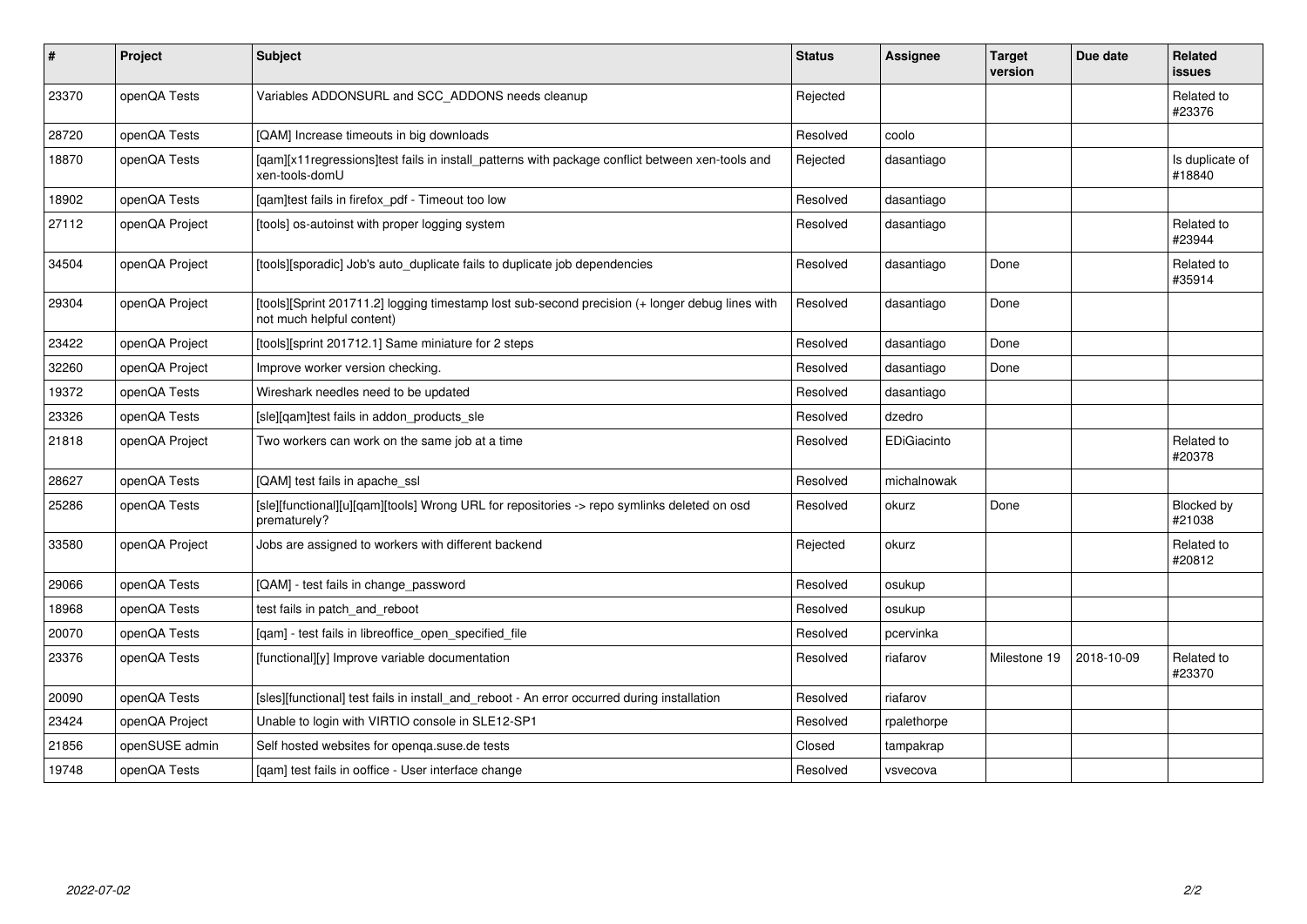| # | Project | Subject | Status | Assignee | Target version | Due date | Related issues |
|---|---|---|---|---|---|---|---|
| 23370 | openQA Tests | Variables ADDONSURL and SCC_ADDONS needs cleanup | Rejected | | | | Related to #23376 |
| 28720 | openQA Tests | [QAM] Increase timeouts in big downloads | Resolved | coolo | | | |
| 18870 | openQA Tests | [qam][x11regressions]test fails in install_patterns with package conflict between xen-tools and xen-tools-domU | Rejected | dasantiago | | | Is duplicate of #18840 |
| 18902 | openQA Tests | [qam]test fails in firefox_pdf - Timeout too low | Resolved | dasantiago | | | |
| 27112 | openQA Project | [tools] os-autoinst with proper logging system | Resolved | dasantiago | | | Related to #23944 |
| 34504 | openQA Project | [tools][sporadic] Job's auto_duplicate fails to duplicate job dependencies | Resolved | dasantiago | Done | | Related to #35914 |
| 29304 | openQA Project | [tools][Sprint 201711.2] logging timestamp lost sub-second precision (+ longer debug lines with not much helpful content) | Resolved | dasantiago | Done | | |
| 23422 | openQA Project | [tools][sprint 201712.1] Same miniature for 2 steps | Resolved | dasantiago | Done | | |
| 32260 | openQA Project | Improve worker version checking. | Resolved | dasantiago | Done | | |
| 19372 | openQA Tests | Wireshark needles need to be updated | Resolved | dasantiago | | | |
| 23326 | openQA Tests | [sle][qam]test fails in addon_products_sle | Resolved | dzedro | | | |
| 21818 | openQA Project | Two workers can work on the same job at a time | Resolved | EDiGiacinto | | | Related to #20378 |
| 28627 | openQA Tests | [QAM] test fails in apache_ssl | Resolved | michalnowak | | | |
| 25286 | openQA Tests | [sle][functional][u][qam][tools] Wrong URL for repositories -> repo symlinks deleted on osd prematurely? | Resolved | okurz | Done | | Blocked by #21038 |
| 33580 | openQA Project | Jobs are assigned to workers with different backend | Rejected | okurz | | | Related to #20812 |
| 29066 | openQA Tests | [QAM] - test fails in change_password | Resolved | osukup | | | |
| 18968 | openQA Tests | test fails in patch_and_reboot | Resolved | osukup | | | |
| 20070 | openQA Tests | [qam] - test fails in libreoffice_open_specified_file | Resolved | pcervinka | | | |
| 23376 | openQA Tests | [functional][y] Improve variable documentation | Resolved | riafarov | Milestone 19 | 2018-10-09 | Related to #23370 |
| 20090 | openQA Tests | [sles][functional] test fails in install_and_reboot - An error occurred during installation | Resolved | riafarov | | | |
| 23424 | openQA Project | Unable to login with VIRTIO console in SLE12-SP1 | Resolved | rpalethorpe | | | |
| 21856 | openSUSE admin | Self hosted websites for openqa.suse.de tests | Closed | tampakrap | | | |
| 19748 | openQA Tests | [qam] test fails in ooffice - User interface change | Resolved | vsvecova | | | |